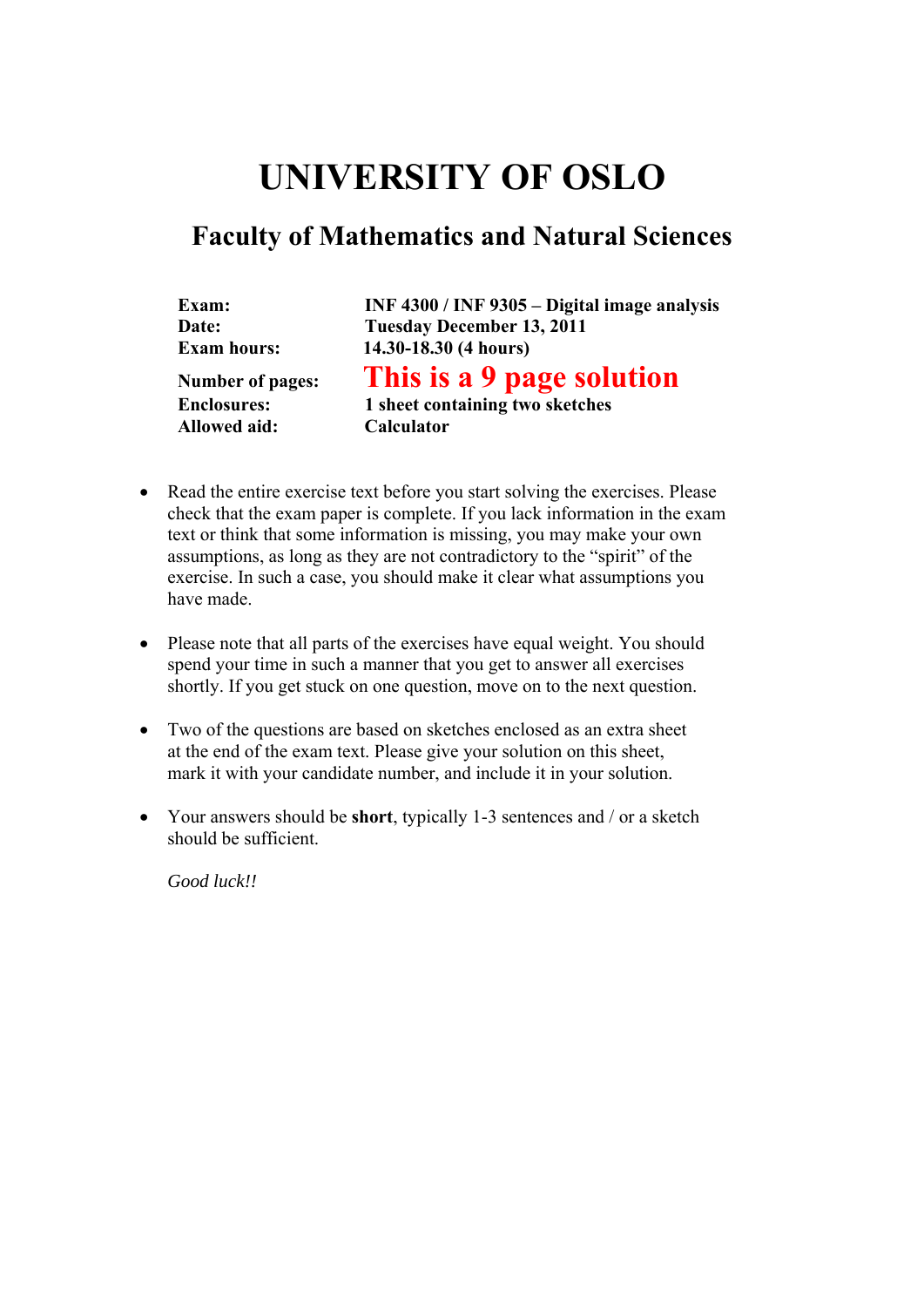# UNIVERSITY OF OSLO

## Faculty of Mathematics and Natural Sciences

| | |
|---|---|
| **Exam:** | **INF 4300 / INF 9305 – Digital image analysis** |
| **Date:** | **Tuesday December 13, 2011** |
| **Exam hours:** | **14.30-18.30 (4 hours)** |
| **Number of pages:** | **This is a 9 page solution** |
| **Enclosures:** | **1 sheet containing two sketches** |
| **Allowed aid:** | **Calculator** |

- Read the entire exercise text before you start solving the exercises. Please check that the exam paper is complete. If you lack information in the exam text or think that some information is missing, you may make your own assumptions, as long as they are not contradictory to the "spirit" of the exercise. In such a case, you should make it clear what assumptions you have made.

- Please note that all parts of the exercises have equal weight. You should spend your time in such a manner that you get to answer all exercises shortly. If you get stuck on one question, move on to the next question.

- Two of the questions are based on sketches enclosed as an extra sheet at the end of the exam text. Please give your solution on this sheet, mark it with your candidate number, and include it in your solution.

- Your answers should be **short**, typically 1-3 sentences and / or a sketch should be sufficient.

*Good luck!!*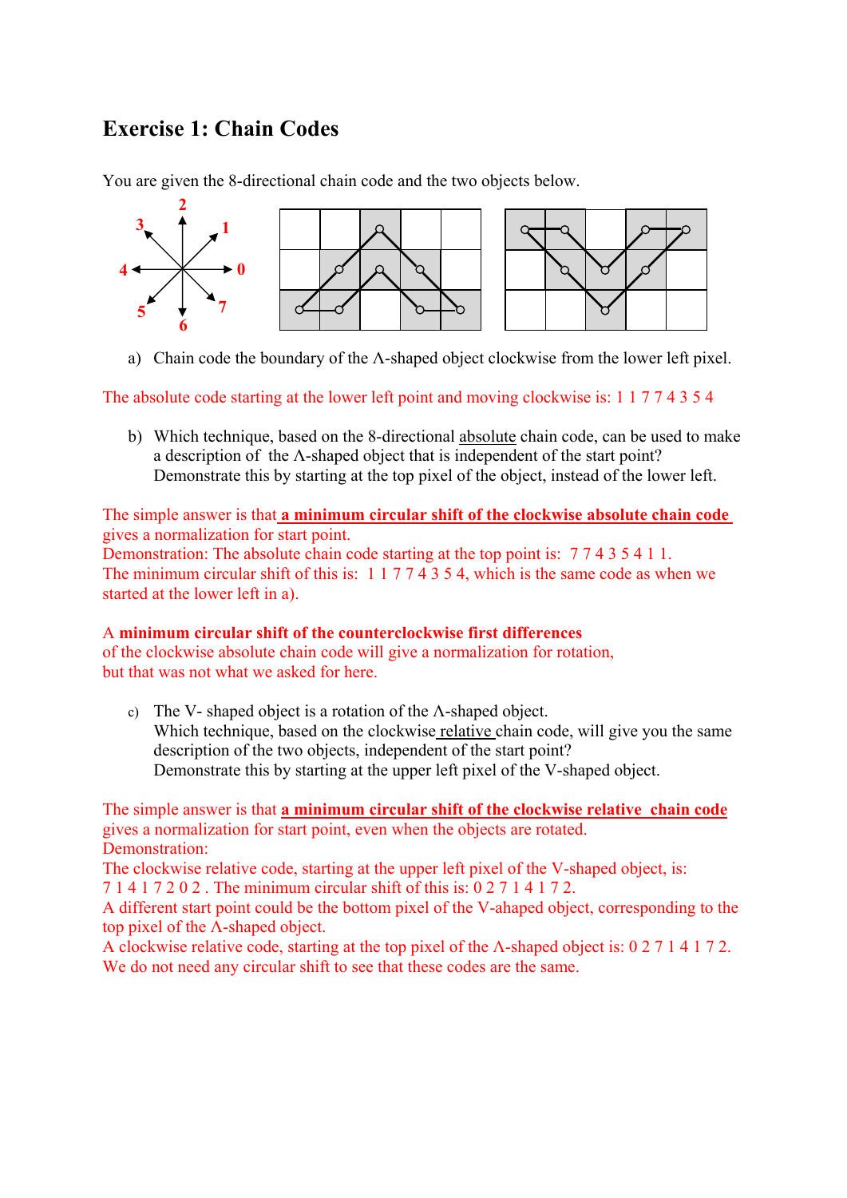# Exercise 1: Chain Codes

You are given the 8-directional chain code and the two objects below.

a) Chain code the boundary of the Λ-shaped object clockwise from the lower left pixel.

The absolute code starting at the lower left point and moving clockwise is: 1 1 7 7 4 3 5 4

b) Which technique, based on the 8-directional absolute chain code, can be used to make a description of the Λ-shaped object that is independent of the start point? Demonstrate this by starting at the top pixel of the object, instead of the lower left.

The simple answer is that **a minimum circular shift of the clockwise absolute chain code** gives a normalization for start point.
Demonstration: The absolute chain code starting at the top point is: 7 7 4 3 5 4 1 1.
The minimum circular shift of this is: 1 1 7 7 4 3 5 4, which is the same code as when we started at the lower left in a).

A **minimum circular shift of the counterclockwise first differences** of the clockwise absolute chain code will give a normalization for rotation, but that was not what we asked for here.

c) The V- shaped object is a rotation of the Λ-shaped object.
Which technique, based on the clockwise relative chain code, will give you the same description of the two objects, independent of the start point?
Demonstrate this by starting at the upper left pixel of the V-shaped object.

The simple answer is that **a minimum circular shift of the clockwise relative chain code** gives a normalization for start point, even when the objects are rotated.
Demonstration:
The clockwise relative code, starting at the upper left pixel of the V-shaped object, is: 7 1 4 1 7 2 0 2 . The minimum circular shift of this is: 0 2 7 1 4 1 7 2.
A different start point could be the bottom pixel of the V-ahaped object, corresponding to the top pixel of the Λ-shaped object.
A clockwise relative code, starting at the top pixel of the Λ-shaped object is: 0 2 7 1 4 1 7 2.
We do not need any circular shift to see that these codes are the same.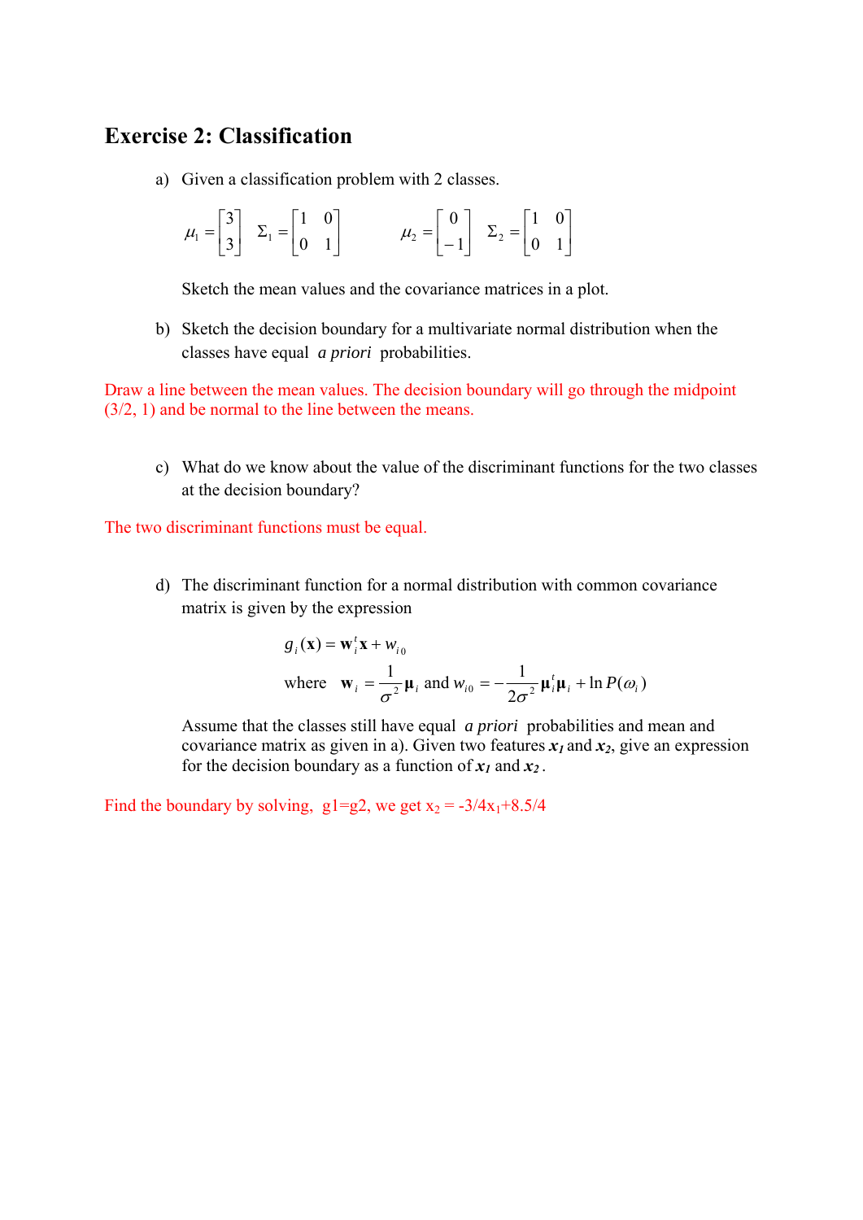# Exercise 2: Classification

a) Given a classification problem with 2 classes.

$$\mu_1 = \begin{bmatrix} 3 \\ 3 \end{bmatrix} \quad \Sigma_1 = \begin{bmatrix} 1 & 0 \\ 0 & 1 \end{bmatrix} \qquad \mu_2 = \begin{bmatrix} 0 \\ -1 \end{bmatrix} \quad \Sigma_2 = \begin{bmatrix} 1 & 0 \\ 0 & 1 \end{bmatrix}$$

Sketch the mean values and the covariance matrices in a plot.

b) Sketch the decision boundary for a multivariate normal distribution when the classes have equal *a priori* probabilities.

Draw a line between the mean values. The decision boundary will go through the midpoint (3/2, 1) and be normal to the line between the means.

c) What do we know about the value of the discriminant functions for the two classes at the decision boundary?

The two discriminant functions must be equal.

d) The discriminant function for a normal distribution with common covariance matrix is given by the expression

$$g_i(\mathbf{x}) = \mathbf{w}_i^t \mathbf{x} + w_{i0}$$

$$\text{where} \quad \mathbf{w}_i = \frac{1}{\sigma^2}\boldsymbol{\mu}_i \text{ and } w_{i0} = -\frac{1}{2\sigma^2}\boldsymbol{\mu}_i^t \boldsymbol{\mu}_i + \ln P(\omega_i)$$

Assume that the classes still have equal *a priori* probabilities and mean and covariance matrix as given in a). Given two features $x_1$ and $x_2$, give an expression for the decision boundary as a function of $x_1$ and $x_2$.

Find the boundary by solving, g1=g2, we get $x_2 = -3/4x_1 + 8.5/4$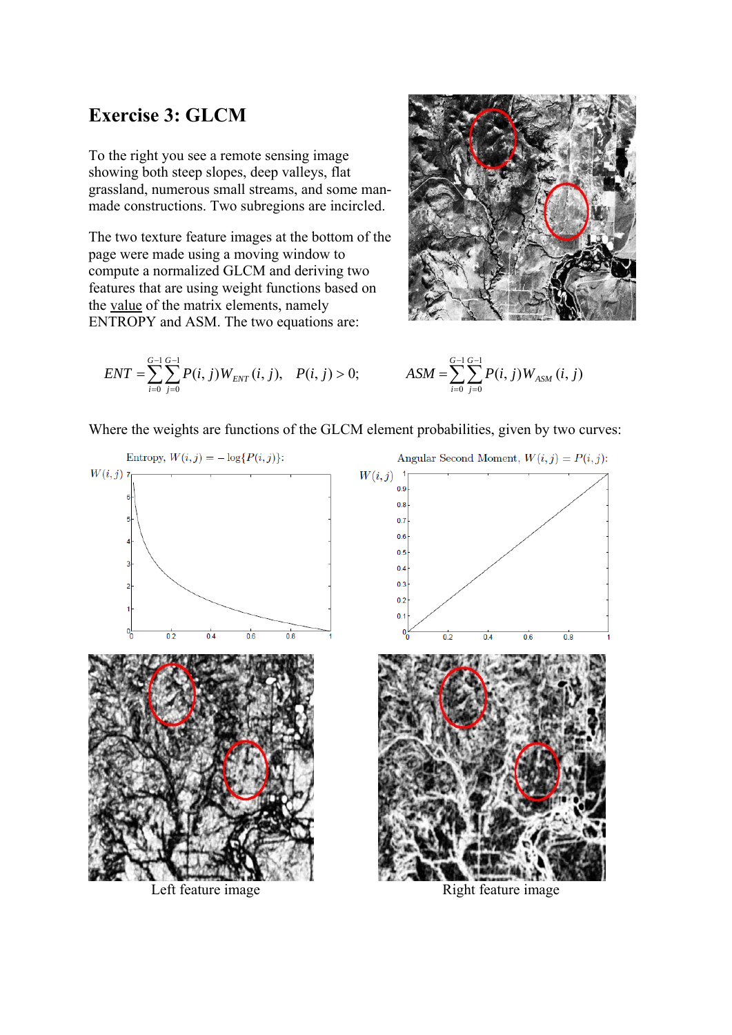# Exercise 3: GLCM

To the right you see a remote sensing image showing both steep slopes, deep valleys, flat grassland, numerous small streams, and some man-made constructions. Two subregions are incircled.

The two texture feature images at the bottom of the page were made using a moving window to compute a normalized GLCM and deriving two features that are using weight functions based on the value of the matrix elements, namely ENTROPY and ASM. The two equations are:

$$ENT = \sum_{i=0}^{G-1}\sum_{j=0}^{G-1} P(i,j) W_{ENT}(i,j), \quad P(i,j) > 0; \qquad ASM = \sum_{i=0}^{G-1}\sum_{j=0}^{G-1} P(i,j) W_{ASM}(i,j)$$

Where the weights are functions of the GLCM element probabilities, given by two curves:

Entropy, $W(i,j) = -\log\{P(i,j)\}$:

Angular Second Moment, $W(i,j) = P(i,j)$:

Left feature image

Right feature image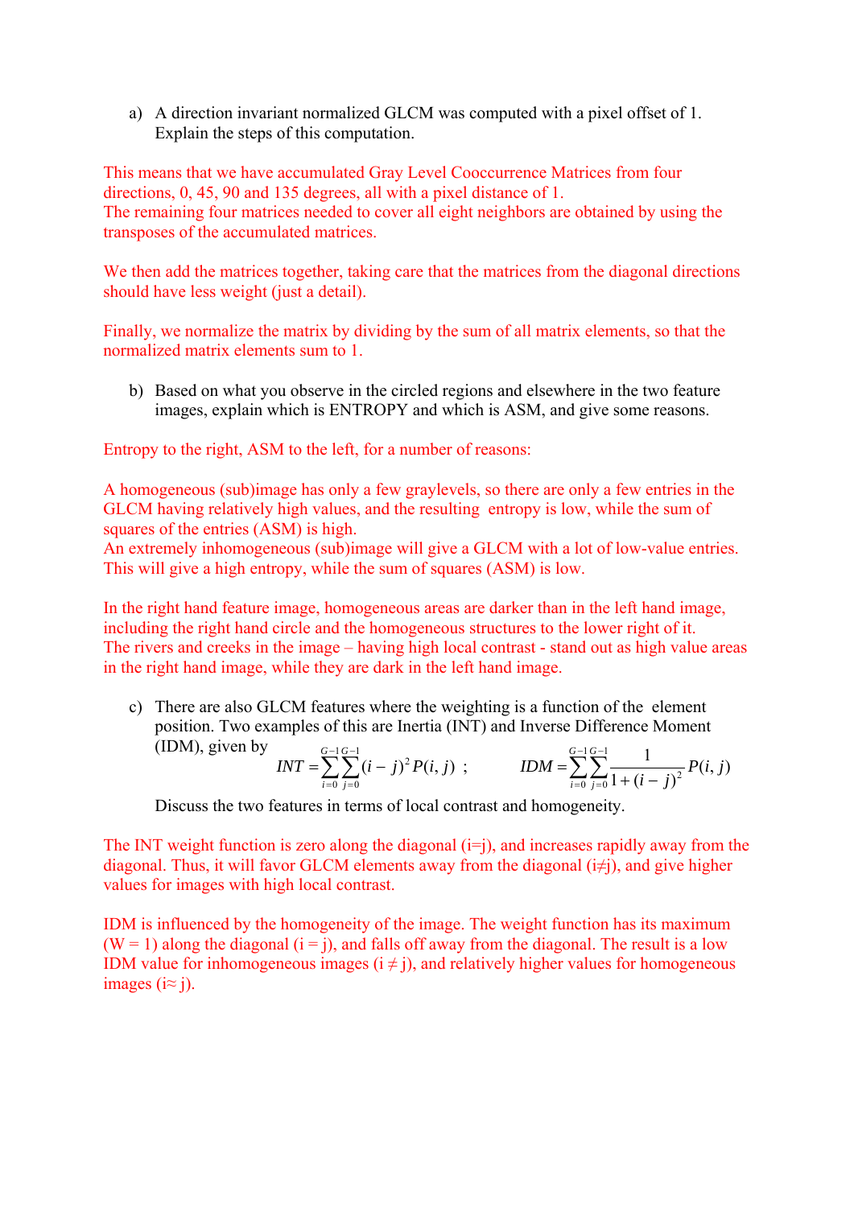a) A direction invariant normalized GLCM was computed with a pixel offset of 1. Explain the steps of this computation.

This means that we have accumulated Gray Level Cooccurrence Matrices from four directions, 0, 45, 90 and 135 degrees, all with a pixel distance of 1.
The remaining four matrices needed to cover all eight neighbors are obtained by using the transposes of the accumulated matrices.

We then add the matrices together, taking care that the matrices from the diagonal directions should have less weight (just a detail).

Finally, we normalize the matrix by dividing by the sum of all matrix elements, so that the normalized matrix elements sum to 1.

b) Based on what you observe in the circled regions and elsewhere in the two feature images, explain which is ENTROPY and which is ASM, and give some reasons.

Entropy to the right, ASM to the left, for a number of reasons:

A homogeneous (sub)image has only a few graylevels, so there are only a few entries in the GLCM having relatively high values, and the resulting entropy is low, while the sum of squares of the entries (ASM) is high.
An extremely inhomogeneous (sub)image will give a GLCM with a lot of low-value entries. This will give a high entropy, while the sum of squares (ASM) is low.

In the right hand feature image, homogeneous areas are darker than in the left hand image, including the right hand circle and the homogeneous structures to the lower right of it.
The rivers and creeks in the image – having high local contrast - stand out as high value areas in the right hand image, while they are dark in the left hand image.

c) There are also GLCM features where the weighting is a function of the element position. Two examples of this are Inertia (INT) and Inverse Difference Moment (IDM), given by

$$INT = \sum_{i=0}^{G-1}\sum_{j=0}^{G-1}(i-j)^2 P(i,j) \quad ; \qquad IDM = \sum_{i=0}^{G-1}\sum_{j=0}^{G-1}\frac{1}{1+(i-j)^2}P(i,j)$$

Discuss the two features in terms of local contrast and homogeneity.

The INT weight function is zero along the diagonal (i=j), and increases rapidly away from the diagonal. Thus, it will favor GLCM elements away from the diagonal ($i \neq j$), and give higher values for images with high local contrast.

IDM is influenced by the homogeneity of the image. The weight function has its maximum (W = 1) along the diagonal (i = j), and falls off away from the diagonal. The result is a low IDM value for inhomogeneous images ($i \neq j$), and relatively higher values for homogeneous images ($i \approx j$).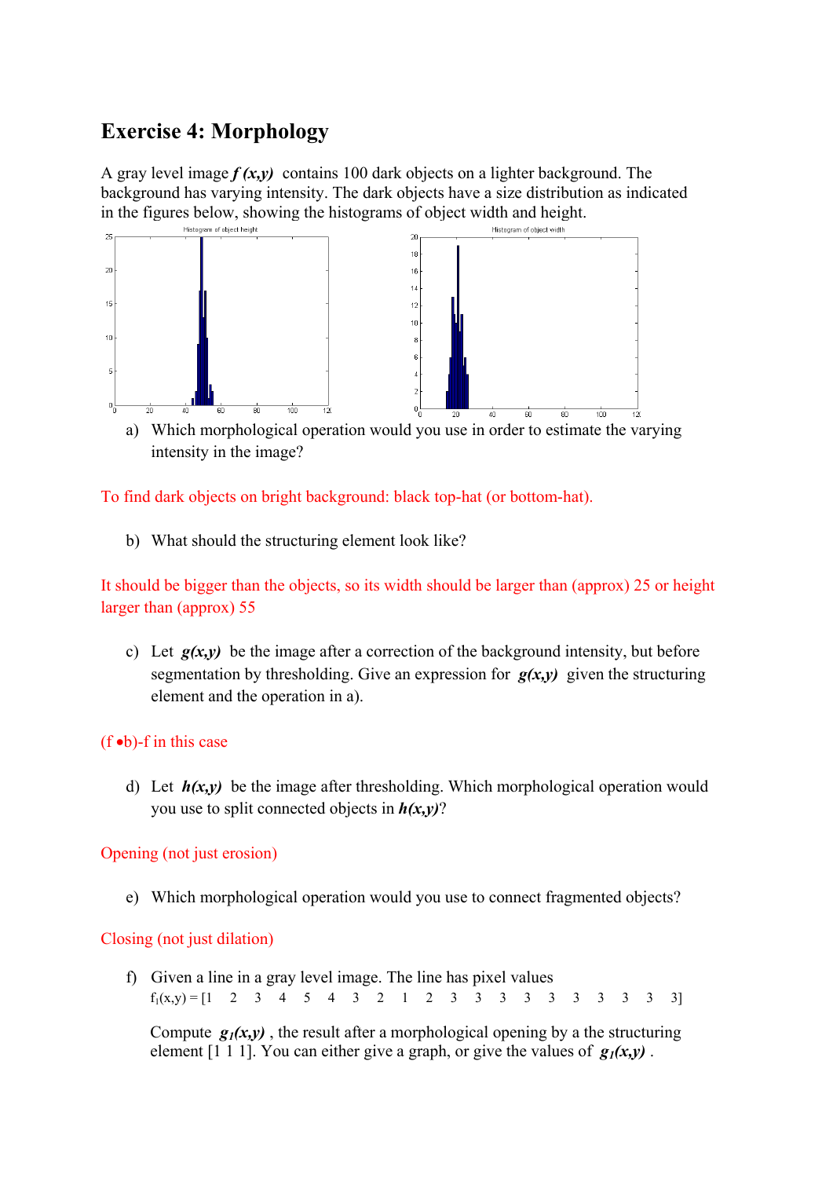# Exercise 4: Morphology

A gray level image $f(x,y)$ contains 100 dark objects on a lighter background. The background has varying intensity. The dark objects have a size distribution as indicated in the figures below, showing the histograms of object width and height.

a) Which morphological operation would you use in order to estimate the varying intensity in the image?

To find dark objects on bright background: black top-hat (or bottom-hat).

b) What should the structuring element look like?

It should be bigger than the objects, so its width should be larger than (approx) 25 or height larger than (approx) 55

c) Let $g(x,y)$ be the image after a correction of the background intensity, but before segmentation by thresholding. Give an expression for $g(x,y)$ given the structuring element and the operation in a).

$(f \bullet b)-f$ in this case

d) Let $h(x,y)$ be the image after thresholding. Which morphological operation would you use to split connected objects in $h(x,y)$?

Opening (not just erosion)

e) Which morphological operation would you use to connect fragmented objects?

Closing (not just dilation)

f) Given a line in a gray level image. The line has pixel values

$f_1(x,y) = [1 \quad 2 \quad 3 \quad 4 \quad 5 \quad 4 \quad 3 \quad 2 \quad 1 \quad 2 \quad 3 \quad 3 \quad 3 \quad 3 \quad 3 \quad 3 \quad 3 \quad 3 \quad 3 \quad 3]$

Compute $g_1(x,y)$, the result after a morphological opening by a the structuring element [1 1 1]. You can either give a graph, or give the values of $g_1(x,y)$.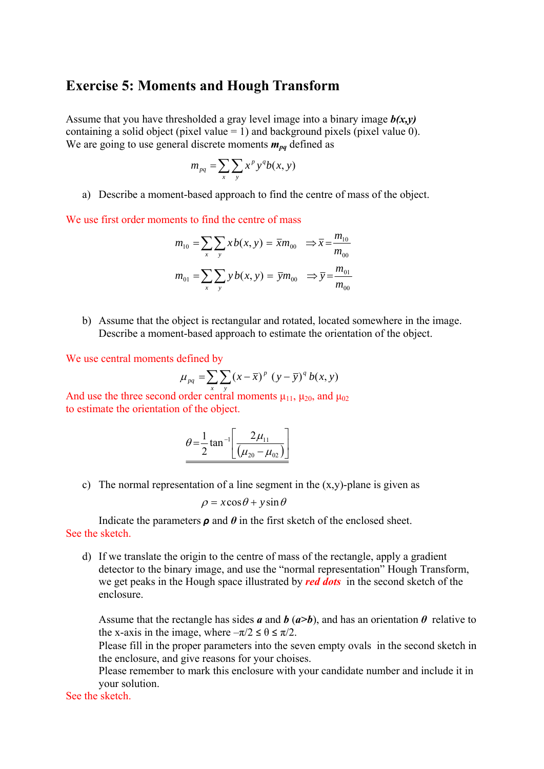# Exercise 5: Moments and Hough Transform

Assume that you have thresholded a gray level image into a binary image ***b(x,y)*** containing a solid object (pixel value = 1) and background pixels (pixel value 0). We are going to use general discrete moments $m_{pq}$ defined as

$$m_{pq} = \sum_x \sum_y x^p y^q b(x,y)$$

a) Describe a moment-based approach to find the centre of mass of the object.

We use first order moments to find the centre of mass

$$m_{10} = \sum_x \sum_y x\, b(x,y) = \bar{x} m_{00} \quad \Rightarrow \bar{x} = \frac{m_{10}}{m_{00}}$$

$$m_{01} = \sum_x \sum_y y\, b(x,y) = \bar{y} m_{00} \quad \Rightarrow \bar{y} = \frac{m_{01}}{m_{00}}$$

b) Assume that the object is rectangular and rotated, located somewhere in the image. Describe a moment-based approach to estimate the orientation of the object.

We use central moments defined by

$$\mu_{pq} = \sum_x \sum_y (x - \bar{x})^p \ (y - \bar{y})^q \, b(x,y)$$

And use the three second order central moments $\mu_{11}$, $\mu_{20}$, and $\mu_{02}$ to estimate the orientation of the object.

$$\theta = \frac{1}{2} \tan^{-1} \left[ \frac{2\mu_{11}}{(\mu_{20} - \mu_{02})} \right]$$

c) The normal representation of a line segment in the (x,y)-plane is given as

$$\rho = x\cos\theta + y\sin\theta$$

Indicate the parameters $\boldsymbol{\rho}$ and $\boldsymbol{\theta}$ in the first sketch of the enclosed sheet.

See the sketch.

d) If we translate the origin to the centre of mass of the rectangle, apply a gradient detector to the binary image, and use the "normal representation" Hough Transform, we get peaks in the Hough space illustrated by ***red dots*** in the second sketch of the enclosure.

Assume that the rectangle has sides ***a*** and ***b*** (***a***>***b***), and has an orientation $\boldsymbol{\theta}$ relative to the x-axis in the image, where $-\pi/2 \leq \theta \leq \pi/2$.
Please fill in the proper parameters into the seven empty ovals in the second sketch in the enclosure, and give reasons for your choises.
Please remember to mark this enclosure with your candidate number and include it in your solution.

See the sketch.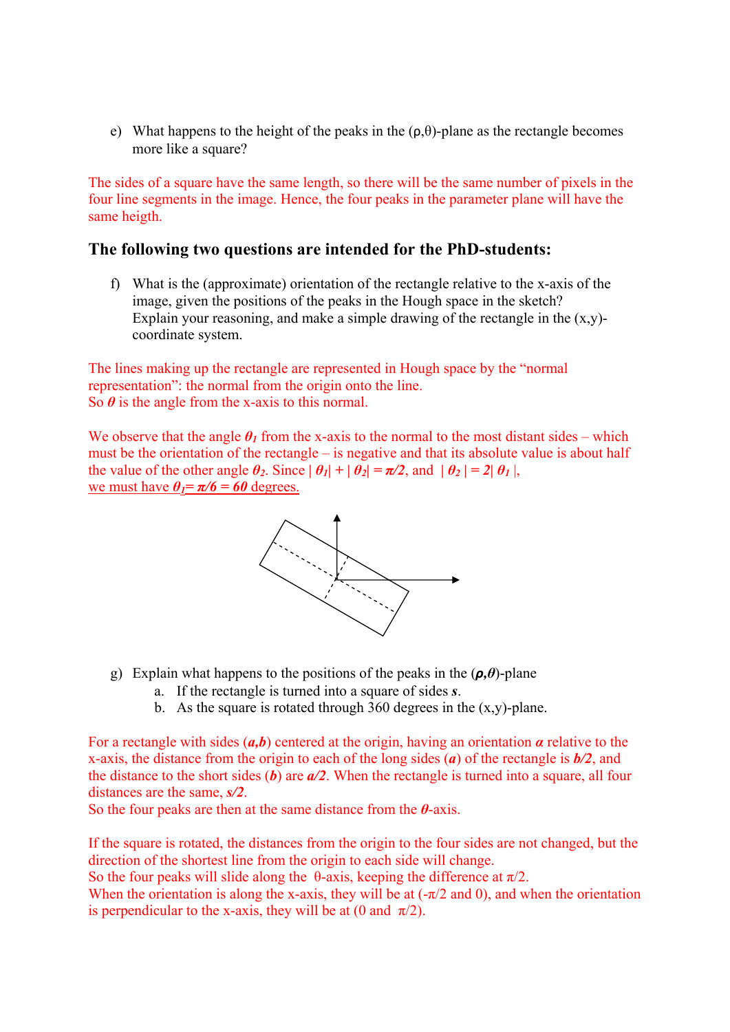e) What happens to the height of the peaks in the (ρ,θ)-plane as the rectangle becomes more like a square?

The sides of a square have the same length, so there will be the same number of pixels in the four line segments in the image. Hence, the four peaks in the parameter plane will have the same heigth.

### The following two questions are intended for the PhD-students:

f) What is the (approximate) orientation of the rectangle relative to the x-axis of the image, given the positions of the peaks in the Hough space in the sketch? Explain your reasoning, and make a simple drawing of the rectangle in the (x,y)-coordinate system.

The lines making up the rectangle are represented in Hough space by the "normal representation": the normal from the origin onto the line.
So $\boldsymbol{\theta}$ is the angle from the x-axis to this normal.

We observe that the angle $\theta_1$ from the x-axis to the normal to the most distant sides – which must be the orientation of the rectangle – is negative and that its absolute value is about half the value of the other angle $\theta_2$. Since $|\theta_1| + |\theta_2| = \pi/2$, and $|\theta_2| = 2|\theta_1|$,
<u>we must have $\theta_1 = \pi/6 = 60$ degrees.</u>

g) Explain what happens to the positions of the peaks in the $(\boldsymbol{\rho},\boldsymbol{\theta})$-plane
   a. If the rectangle is turned into a square of sides $\boldsymbol{s}$.
   b. As the square is rotated through 360 degrees in the (x,y)-plane.

For a rectangle with sides $(\boldsymbol{a},\boldsymbol{b})$ centered at the origin, having an orientation $\boldsymbol{\alpha}$ relative to the x-axis, the distance from the origin to each of the long sides ($\boldsymbol{a}$) of the rectangle is $\boldsymbol{b/2}$, and the distance to the short sides ($\boldsymbol{b}$) are $\boldsymbol{a/2}$. When the rectangle is turned into a square, all four distances are the same, $\boldsymbol{s/2}$.
So the four peaks are then at the same distance from the $\boldsymbol{\theta}$-axis.

If the square is rotated, the distances from the origin to the four sides are not changed, but the direction of the shortest line from the origin to each side will change.
So the four peaks will slide along the θ-axis, keeping the difference at π/2.
When the orientation is along the x-axis, they will be at (-π/2 and 0), and when the orientation is perpendicular to the x-axis, they will be at (0 and π/2).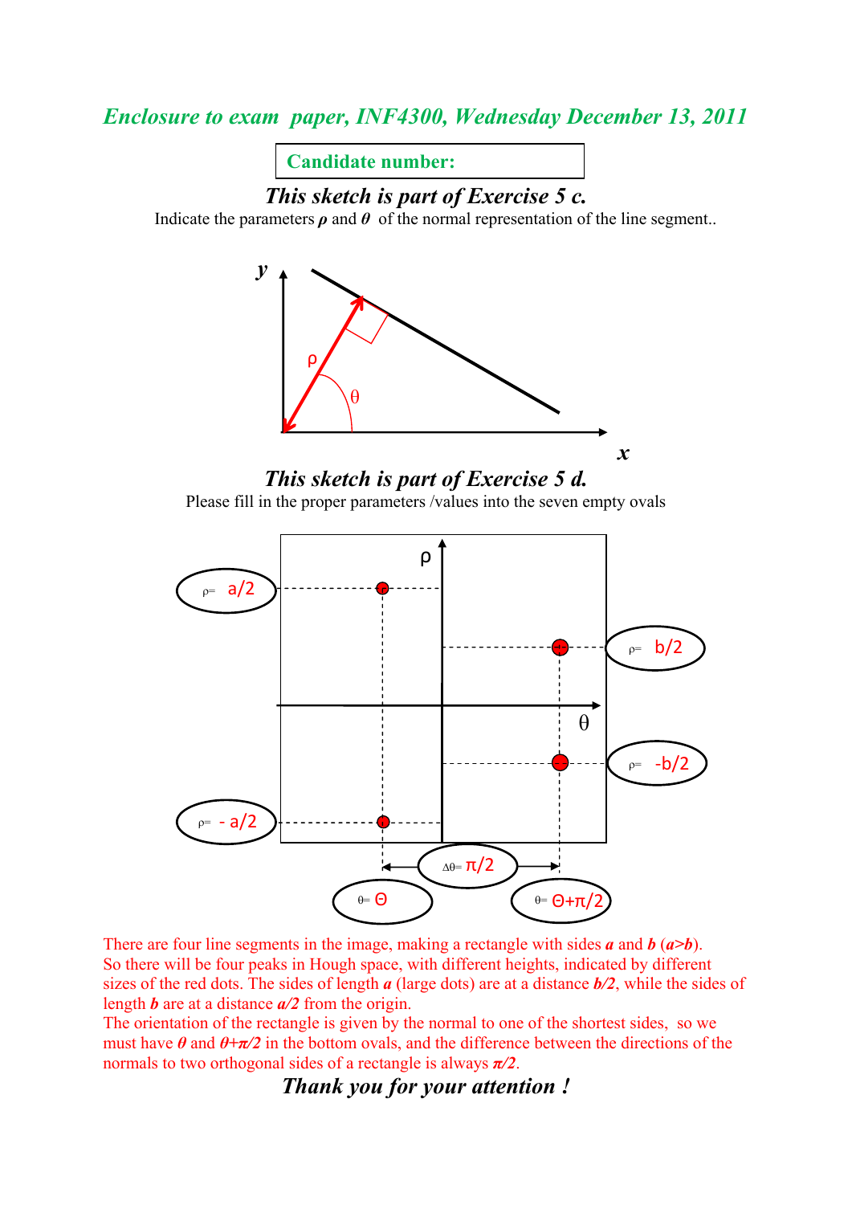*Enclosure to exam paper, INF4300, Wednesday December 13, 2011*

**Candidate number:**

***This sketch is part of Exercise 5 c.***

Indicate the parameters $\rho$ and $\theta$ of the normal representation of the line segment..

y

ρ

θ

x

***This sketch is part of Exercise 5 d.***

Please fill in the proper parameters /values into the seven empty ovals

ρ

θ

ρ= a/2

ρ= b/2

ρ= -b/2

ρ= - a/2

Δθ= π/2

θ= Θ

θ= Θ+π/2

There are four line segments in the image, making a rectangle with sides ***a*** and ***b*** (***a>b***).
So there will be four peaks in Hough space, with different heights, indicated by different sizes of the red dots. The sides of length ***a*** (large dots) are at a distance ***b/2***, while the sides of length ***b*** are at a distance ***a/2*** from the origin.
The orientation of the rectangle is given by the normal to one of the shortest sides, so we must have $\theta$ and $\theta+\pi/2$ in the bottom ovals, and the difference between the directions of the normals to two orthogonal sides of a rectangle is always $\pi/2$.

***Thank you for your attention !***